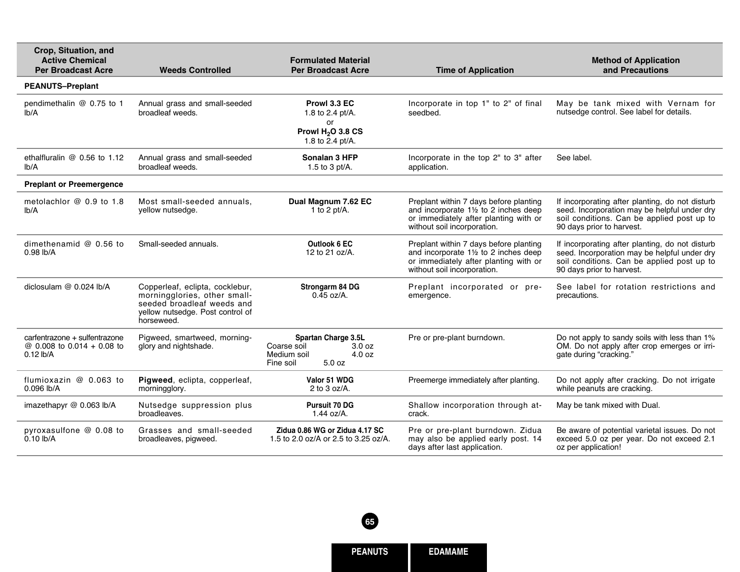| Crop, Situation, and Active Chemical Per Broadcast Acre | Weeds Controlled | Formulated Material Per Broadcast Acre | Time of Application | Method of Application and Precautions |
|---|---|---|---|---|
| **PEANUTS–Preplant** | | | | |
| pendimethalin @ 0.75 to 1 lb/A | Annual grass and small-seeded broadleaf weeds. | **Prowl 3.3 EC** 1.8 to 2.4 pt/A. or **Prowl $H_2O$ 3.8 CS** 1.8 to 2.4 pt/A. | Incorporate in top 1" to 2" of final seedbed. | May be tank mixed with Vernam for nutsedge control. See label for details. |
| ethalfluralin @ 0.56 to 1.12 lb/A | Annual grass and small-seeded broadleaf weeds. | **Sonalan 3 HFP** 1.5 to 3 pt/A. | Incorporate in the top 2" to 3" after application. | See label. |
| **Preplant or Preemergence** | | | | |
| metolachlor @ 0.9 to 1.8 lb/A | Most small-seeded annuals, yellow nutsedge. | **Dual Magnum 7.62 EC** 1 to 2 pt/A. | Preplant within 7 days before planting and incorporate 1½ to 2 inches deep or immediately after planting with or without soil incorporation. | If incorporating after planting, do not disturb seed. Incorporation may be helpful under dry soil conditions. Can be applied post up to 90 days prior to harvest. |
| dimethenamid @ 0.56 to 0.98 lb/A | Small-seeded annuals. | **Outlook 6 EC** 12 to 21 oz/A. | Preplant within 7 days before planting and incorporate 1½ to 2 inches deep or immediately after planting with or without soil incorporation. | If incorporating after planting, do not disturb seed. Incorporation may be helpful under dry soil conditions. Can be applied post up to 90 days prior to harvest. |
| diclosulam @ 0.024 lb/A | Copperleaf, eclipta, cocklebur, morningglories, other small-seeded broadleaf weeds and yellow nutsedge. Post control of horseweed. | **Strongarm 84 DG** 0.45 oz/A. | Preplant incorporated or preemergence. | See label for rotation restrictions and precautions. |
| carfentrazone + sulfentrazone @ 0.008 to 0.014 + 0.08 to 0.12 lb/A | Pigweed, smartweed, morningglory and nightshade. | **Spartan Charge 3.5L** Coarse soil 3.0 oz Medium soil 4.0 oz Fine soil 5.0 oz | Pre or pre-plant burndown. | Do not apply to sandy soils with less than 1% OM. Do not apply after crop emerges or irrigate during "cracking." |
| flumioxazin @ 0.063 to 0.096 lb/A | **Pigweed**, eclipta, copperleaf, morningglory. | **Valor 51 WDG** 2 to 3 oz/A. | Preemerge immediately after planting. | Do not apply after cracking. Do not irrigate while peanuts are cracking. |
| imazethapyr @ 0.063 lb/A | Nutsedge suppression plus broadleaves. | **Pursuit 70 DG** 1.44 oz/A. | Shallow incorporation through at-crack. | May be tank mixed with Dual. |
| pyroxasulfone @ 0.08 to 0.10 lb/A | Grasses and small-seeded broadleaves, pigweed. | **Zidua 0.86 WG or Zidua 4.17 SC** 1.5 to 2.0 oz/A or 2.5 to 3.25 oz/A. | Pre or pre-plant burndown. Zidua may also be applied early post. 14 days after last application. | Be aware of potential varietal issues. Do not exceed 5.0 oz per year. Do not exceed 2.1 oz per application! |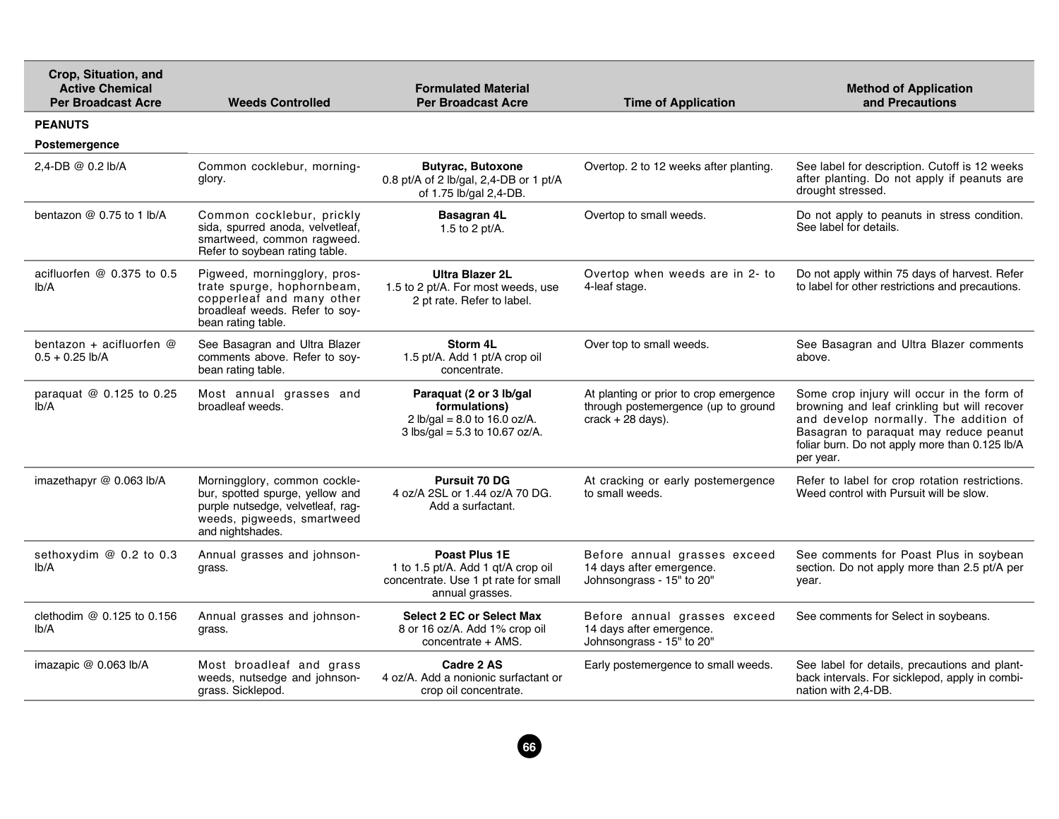| Crop, Situation, and Active Chemical Per Broadcast Acre | Weeds Controlled | Formulated Material Per Broadcast Acre | Time of Application | Method of Application and Precautions |
|---|---|---|---|---|
| **PEANUTS** | | | | |
| **Postemergence** | | | | |
| 2,4-DB @ 0.2 lb/A | Common cocklebur, morning-glory. | **Butyrac, Butoxone** 0.8 pt/A of 2 lb/gal, 2,4-DB or 1 pt/A of 1.75 lb/gal 2,4-DB. | Overtop. 2 to 12 weeks after planting. | See label for description. Cutoff is 12 weeks after planting. Do not apply if peanuts are drought stressed. |
| bentazon @ 0.75 to 1 lb/A | Common cocklebur, prickly sida, spurred anoda, velvetleaf, smartweed, common ragweed. Refer to soybean rating table. | **Basagran 4L** 1.5 to 2 pt/A. | Overtop to small weeds. | Do not apply to peanuts in stress condition. See label for details. |
| acifluorfen @ 0.375 to 0.5 lb/A | Pigweed, morningglory, prostrate spurge, hophornbeam, copperleaf and many other broadleaf weeds. Refer to soybean rating table. | **Ultra Blazer 2L** 1.5 to 2 pt/A. For most weeds, use 2 pt rate. Refer to label. | Overtop when weeds are in 2- to 4-leaf stage. | Do not apply within 75 days of harvest. Refer to label for other restrictions and precautions. |
| bentazon + acifluorfen @ 0.5 + 0.25 lb/A | See Basagran and Ultra Blazer comments above. Refer to soybean rating table. | **Storm 4L** 1.5 pt/A. Add 1 pt/A crop oil concentrate. | Over top to small weeds. | See Basagran and Ultra Blazer comments above. |
| paraquat @ 0.125 to 0.25 lb/A | Most annual grasses and broadleaf weeds. | **Paraquat (2 or 3 lb/gal formulations)** 2 lb/gal = 8.0 to 16.0 oz/A. 3 lbs/gal = 5.3 to 10.67 oz/A. | At planting or prior to crop emergence through postemergence (up to ground crack + 28 days). | Some crop injury will occur in the form of browning and leaf crinkling but will recover and develop normally. The addition of Basagran to paraquat may reduce peanut foliar burn. Do not apply more than 0.125 lb/A per year. |
| imazethapyr @ 0.063 lb/A | Morningglory, common cocklebur, spotted spurge, yellow and purple nutsedge, velvetleaf, ragweeds, pigweeds, smartweed and nightshades. | **Pursuit 70 DG** 4 oz/A 2SL or 1.44 oz/A 70 DG. Add a surfactant. | At cracking or early postemergence to small weeds. | Refer to label for crop rotation restrictions. Weed control with Pursuit will be slow. |
| sethoxydim @ 0.2 to 0.3 lb/A | Annual grasses and johnsongrass. | **Poast Plus 1E** 1 to 1.5 pt/A. Add 1 qt/A crop oil concentrate. Use 1 pt rate for small annual grasses. | Before annual grasses exceed 14 days after emergence. Johnsongrass - 15" to 20" | See comments for Poast Plus in soybean section. Do not apply more than 2.5 pt/A per year. |
| clethodim @ 0.125 to 0.156 lb/A | Annual grasses and johnsongrass. | **Select 2 EC or Select Max** 8 or 16 oz/A. Add 1% crop oil concentrate + AMS. | Before annual grasses exceed 14 days after emergence. Johnsongrass - 15" to 20" | See comments for Select in soybeans. |
| imazapic @ 0.063 lb/A | Most broadleaf and grass weeds, nutsedge and johnsongrass. Sicklepod. | **Cadre 2 AS** 4 oz/A. Add a nonionic surfactant or crop oil concentrate. | Early postemergence to small weeds. | See label for details, precautions and plant-back intervals. For sicklepod, apply in combination with 2,4-DB. |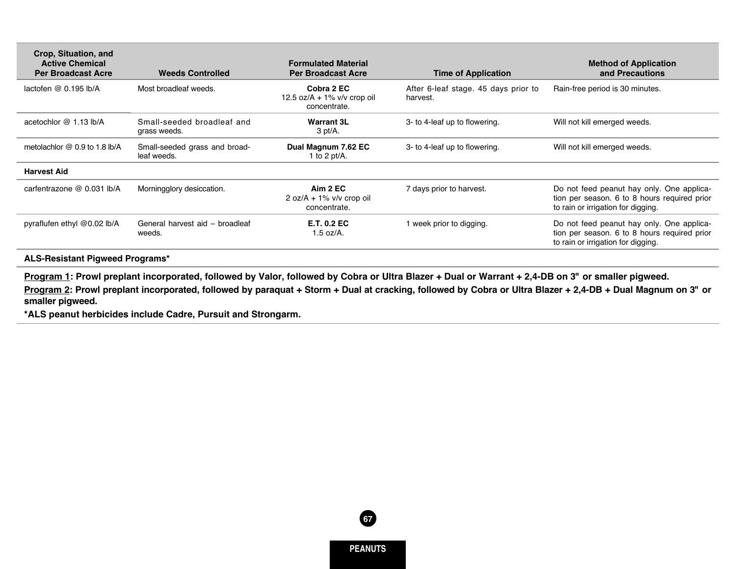| Crop, Situation, and Active Chemical Per Broadcast Acre | Weeds Controlled | Formulated Material Per Broadcast Acre | Time of Application | Method of Application and Precautions |
|---|---|---|---|---|
| lactofen @ 0.195 lb/A | Most broadleaf weeds. | **Cobra 2 EC** 12.5 oz/A + 1% v/v crop oil concentrate. | After 6-leaf stage. 45 days prior to harvest. | Rain-free period is 30 minutes. |
| acetochlor @ 1.13 lb/A | Small-seeded broadleaf and grass weeds. | **Warrant 3L** 3 pt/A. | 3- to 4-leaf up to flowering. | Will not kill emerged weeds. |
| metolachlor @ 0.9 to 1.8 lb/A | Small-seeded grass and broadleaf weeds. | **Dual Magnum 7.62 EC** 1 to 2 pt/A. | 3- to 4-leaf up to flowering. | Will not kill emerged weeds. |
| **Harvest Aid** | | | | |
| carfentrazone @ 0.031 lb/A | Morningglory desiccation. | **Aim 2 EC** 2 oz/A + 1% v/v crop oil concentrate. | 7 days prior to harvest. | Do not feed peanut hay only. One application per season. 6 to 8 hours required prior to rain or irrigation for digging. |
| pyraflufen ethyl @0.02 lb/A | General harvest aid – broadleaf weeds. | **E.T. 0.2 EC** 1.5 oz/A. | 1 week prior to digging. | Do not feed peanut hay only. One application per season. 6 to 8 hours required prior to rain or irrigation for digging. |

**ALS-Resistant Pigweed Programs***

**<u>Program 1</u>: Prowl preplant incorporated, followed by Valor, followed by Cobra or Ultra Blazer + Dual or Warrant + 2,4-DB on 3" or smaller pigweed.**

**<u>Program 2</u>: Prowl preplant incorporated, followed by paraquat + Storm + Dual at cracking, followed by Cobra or Ultra Blazer + 2,4-DB + Dual Magnum on 3" or smaller pigweed.**

***ALS peanut herbicides include Cadre, Pursuit and Strongarm.**